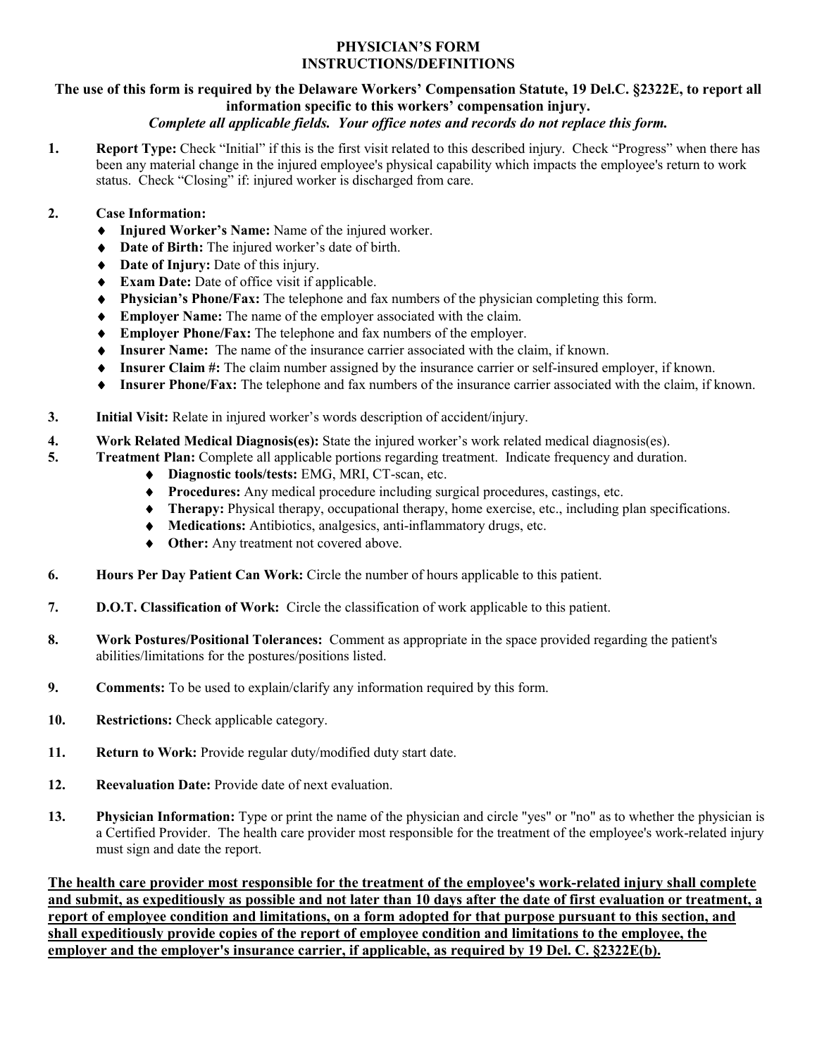# PHYSICIAN'S FORM
## INSTRUCTIONS/DEFINITIONS

**The use of this form is required by the Delaware Workers' Compensation Statute, 19 Del.C. §2322E, to report all information specific to this workers' compensation injury.**

***Complete all applicable fields. Your office notes and records do not replace this form.***

1. **Report Type:** Check "Initial" if this is the first visit related to this described injury. Check "Progress" when there has been any material change in the injured employee's physical capability which impacts the employee's return to work status. Check "Closing" if: injured worker is discharged from care.

2. **Case Information:**
   - **Injured Worker's Name:** Name of the injured worker.
   - **Date of Birth:** The injured worker's date of birth.
   - **Date of Injury:** Date of this injury.
   - **Exam Date:** Date of office visit if applicable.
   - **Physician's Phone/Fax:** The telephone and fax numbers of the physician completing this form.
   - **Employer Name:** The name of the employer associated with the claim.
   - **Employer Phone/Fax:** The telephone and fax numbers of the employer.
   - **Insurer Name:** The name of the insurance carrier associated with the claim, if known.
   - **Insurer Claim #:** The claim number assigned by the insurance carrier or self-insured employer, if known.
   - **Insurer Phone/Fax:** The telephone and fax numbers of the insurance carrier associated with the claim, if known.

3. **Initial Visit:** Relate in injured worker's words description of accident/injury.

4. **Work Related Medical Diagnosis(es):** State the injured worker's work related medical diagnosis(es).

5. **Treatment Plan:** Complete all applicable portions regarding treatment. Indicate frequency and duration.
   - **Diagnostic tools/tests:** EMG, MRI, CT-scan, etc.
   - **Procedures:** Any medical procedure including surgical procedures, castings, etc.
   - **Therapy:** Physical therapy, occupational therapy, home exercise, etc., including plan specifications.
   - **Medications:** Antibiotics, analgesics, anti-inflammatory drugs, etc.
   - **Other:** Any treatment not covered above.

6. **Hours Per Day Patient Can Work:** Circle the number of hours applicable to this patient.

7. **D.O.T. Classification of Work:** Circle the classification of work applicable to this patient.

8. **Work Postures/Positional Tolerances:** Comment as appropriate in the space provided regarding the patient's abilities/limitations for the postures/positions listed.

9. **Comments:** To be used to explain/clarify any information required by this form.

10. **Restrictions:** Check applicable category.

11. **Return to Work:** Provide regular duty/modified duty start date.

12. **Reevaluation Date:** Provide date of next evaluation.

13. **Physician Information:** Type or print the name of the physician and circle "yes" or "no" as to whether the physician is a Certified Provider. The health care provider most responsible for the treatment of the employee's work-related injury must sign and date the report.

<u>**The health care provider most responsible for the treatment of the employee's work-related injury shall complete and submit, as expeditiously as possible and not later than 10 days after the date of first evaluation or treatment, a report of employee condition and limitations, on a form adopted for that purpose pursuant to this section, and shall expeditiously provide copies of the report of employee condition and limitations to the employee, the employer and the employer's insurance carrier, if applicable, as required by 19 Del. C. §2322E(b).**</u>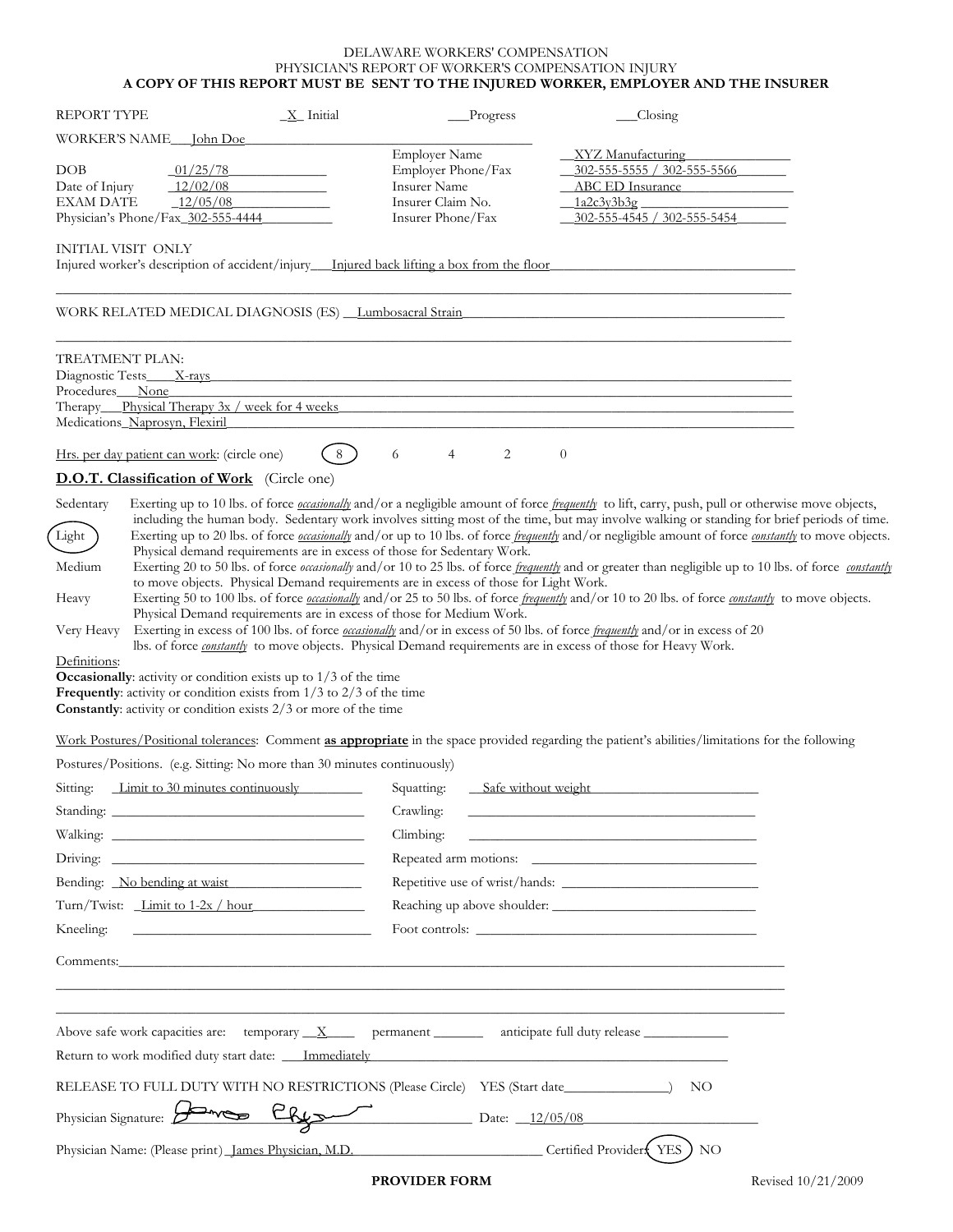DELAWARE WORKERS' COMPENSATION

PHYSICIAN'S REPORT OF WORKER'S COMPENSATION INJURY

**A COPY OF THIS REPORT MUST BE SENT TO THE INJURED WORKER, EMPLOYER AND THE INSURER**

REPORT TYPE _X_ Initial ___Progress ___Closing

WORKER'S NAME___John Doe___

| | | | |
|---|---|---|---|
| | | Employer Name | XYZ Manufacturing |
| DOB | 01/25/78 | Employer Phone/Fax | 302-555-5555 / 302-555-5566 |
| Date of Injury | 12/02/08 | Insurer Name | ABC ED Insurance |
| EXAM DATE | 12/05/08 | Insurer Claim No. | 1a2c3y3b3g |
| Physician's Phone/Fax | 302-555-4444 | Insurer Phone/Fax | 302-555-4545 / 302-555-5454 |

INITIAL VISIT ONLY

Injured worker's description of accident/injury___Injured back lifting a box from the floor___

WORK RELATED MEDICAL DIAGNOSIS (ES) __Lumbosacral Strain___

TREATMENT PLAN:

Diagnostic Tests____X-rays___

Procedures___None___

Therapy___Physical Therapy 3x / week for 4 weeks___

Medications_Naprosyn, Flexiril___

Hrs. per day patient can work: (circle one) (8 - circled) 6 4 2 0

**D.O.T. Classification of Work** (Circle one)

- Sedentary — Exerting up to 10 lbs. of force *occasionally* and/or a negligible amount of force *frequently* to lift, carry, push, pull or otherwise move objects, including the human body. Sedentary work involves sitting most of the time, but may involve walking or standing for brief periods of time.
- (Light - circled) — Exerting up to 20 lbs. of force *occasionally* and/or up to 10 lbs. of force *frequently* and/or negligible amount of force *constantly* to move objects. Physical demand requirements are in excess of those for Sedentary Work.
- Medium — Exerting 20 to 50 lbs. of force *occasionally* and/or 10 to 25 lbs. of force *frequently* and or greater than negligible up to 10 lbs. of force *constantly* to move objects. Physical Demand requirements are in excess of those for Light Work.
- Heavy — Exerting 50 to 100 lbs. of force *occasionally* and/or 25 to 50 lbs. of force *frequently* and/or 10 to 20 lbs. of force *constantly* to move objects. Physical Demand requirements are in excess of those for Medium Work.
- Very Heavy — Exerting in excess of 100 lbs. of force *occasionally* and/or in excess of 50 lbs. of force *frequently* and/or in excess of 20 lbs. of force *constantly* to move objects. Physical Demand requirements are in excess of those for Heavy Work.

Definitions:

**Occasionally**: activity or condition exists up to 1/3 of the time

**Frequently**: activity or condition exists from 1/3 to 2/3 of the time

**Constantly**: activity or condition exists 2/3 or more of the time

Work Postures/Positional tolerances: Comment **as appropriate** in the space provided regarding the patient's abilities/limitations for the following Postures/Positions. (e.g. Sitting: No more than 30 minutes continuously)

| | | | |
|---|---|---|---|
| Sitting: | Limit to 30 minutes continuously | Squatting: | Safe without weight |
| Standing: | | Crawling: | |
| Walking: | | Climbing: | |
| Driving: | | Repeated arm motions: | |
| Bending: | No bending at waist | Repetitive use of wrist/hands: | |
| Turn/Twist: | Limit to 1-2x / hour | Reaching up above shoulder: | |
| Kneeling: | | Foot controls: | |

Comments:___

Above safe work capacities are: temporary __X__ permanent ___ anticipate full duty release ___

Return to work modified duty start date: ___Immediately___

RELEASE TO FULL DUTY WITH NO RESTRICTIONS (Please Circle) YES (Start date___) NO

Physician Signature: [signature] Date: __12/05/08__

Physician Name: (Please print) _James Physician, M.D.___ Certified Provider: (YES - circled) NO

**PROVIDER FORM** Revised 10/21/2009